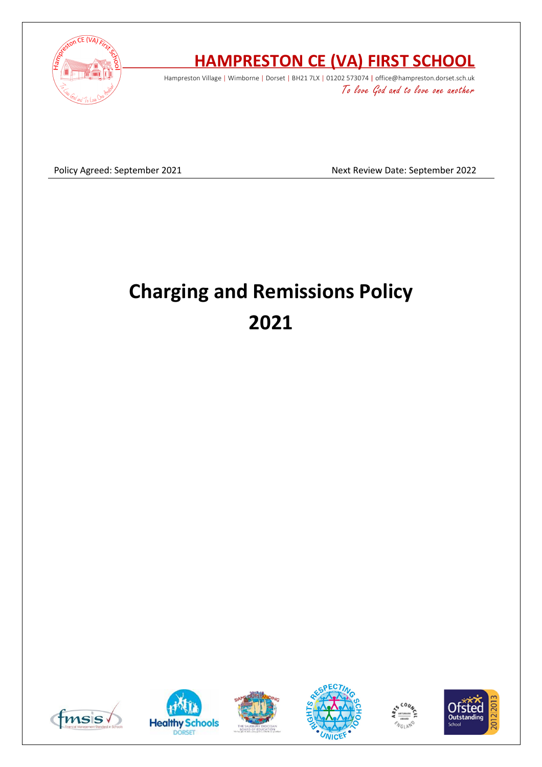# HAMPRESTON CE (VA) FIRST SCHOOL

Hampreston Village | Wimborne | Dorset | BH21 7LX | 01202 573074 | office@hampreston.dorset.sch.uk

*To love God and to love one another*

Policy Agreed: September 2021

Next Review Date: September 2022

# Charging and Remissions Policy 2021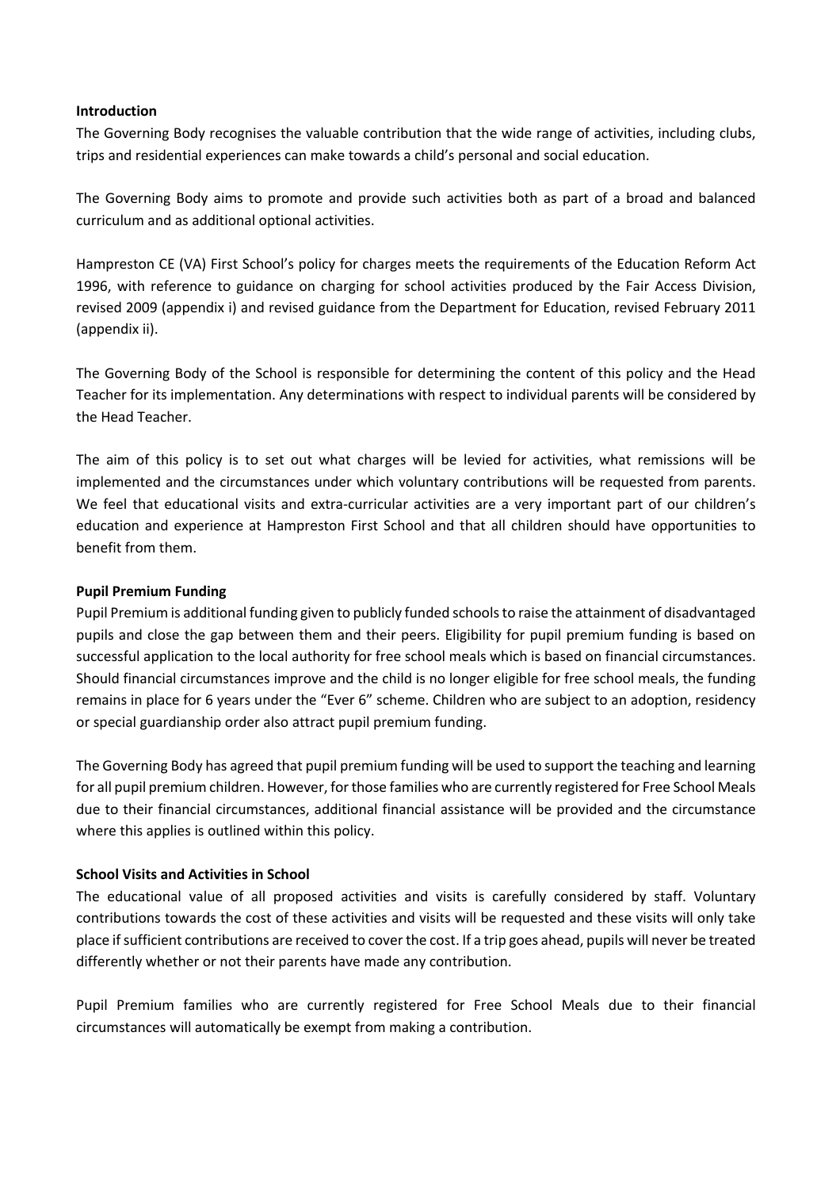**Introduction**

The Governing Body recognises the valuable contribution that the wide range of activities, including clubs, trips and residential experiences can make towards a child's personal and social education.

The Governing Body aims to promote and provide such activities both as part of a broad and balanced curriculum and as additional optional activities.

Hampreston CE (VA) First School's policy for charges meets the requirements of the Education Reform Act 1996, with reference to guidance on charging for school activities produced by the Fair Access Division, revised 2009 (appendix i) and revised guidance from the Department for Education, revised February 2011 (appendix ii).

The Governing Body of the School is responsible for determining the content of this policy and the Head Teacher for its implementation. Any determinations with respect to individual parents will be considered by the Head Teacher.

The aim of this policy is to set out what charges will be levied for activities, what remissions will be implemented and the circumstances under which voluntary contributions will be requested from parents. We feel that educational visits and extra-curricular activities are a very important part of our children's education and experience at Hampreston First School and that all children should have opportunities to benefit from them.

**Pupil Premium Funding**

Pupil Premium is additional funding given to publicly funded schools to raise the attainment of disadvantaged pupils and close the gap between them and their peers. Eligibility for pupil premium funding is based on successful application to the local authority for free school meals which is based on financial circumstances. Should financial circumstances improve and the child is no longer eligible for free school meals, the funding remains in place for 6 years under the "Ever 6" scheme. Children who are subject to an adoption, residency or special guardianship order also attract pupil premium funding.

The Governing Body has agreed that pupil premium funding will be used to support the teaching and learning for all pupil premium children. However, for those families who are currently registered for Free School Meals due to their financial circumstances, additional financial assistance will be provided and the circumstance where this applies is outlined within this policy.

**School Visits and Activities in School**

The educational value of all proposed activities and visits is carefully considered by staff. Voluntary contributions towards the cost of these activities and visits will be requested and these visits will only take place if sufficient contributions are received to cover the cost. If a trip goes ahead, pupils will never be treated differently whether or not their parents have made any contribution.

Pupil Premium families who are currently registered for Free School Meals due to their financial circumstances will automatically be exempt from making a contribution.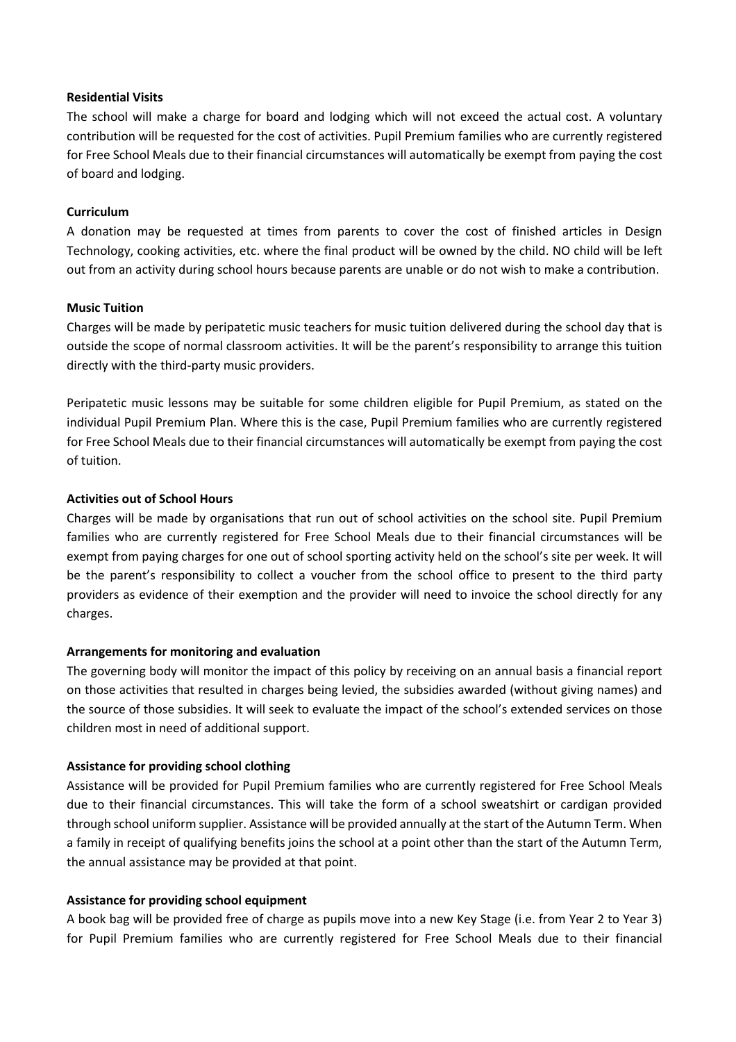**Residential Visits**

The school will make a charge for board and lodging which will not exceed the actual cost. A voluntary contribution will be requested for the cost of activities. Pupil Premium families who are currently registered for Free School Meals due to their financial circumstances will automatically be exempt from paying the cost of board and lodging.

**Curriculum**

A donation may be requested at times from parents to cover the cost of finished articles in Design Technology, cooking activities, etc. where the final product will be owned by the child. NO child will be left out from an activity during school hours because parents are unable or do not wish to make a contribution.

**Music Tuition**

Charges will be made by peripatetic music teachers for music tuition delivered during the school day that is outside the scope of normal classroom activities. It will be the parent's responsibility to arrange this tuition directly with the third-party music providers.

Peripatetic music lessons may be suitable for some children eligible for Pupil Premium, as stated on the individual Pupil Premium Plan. Where this is the case, Pupil Premium families who are currently registered for Free School Meals due to their financial circumstances will automatically be exempt from paying the cost of tuition.

**Activities out of School Hours**

Charges will be made by organisations that run out of school activities on the school site. Pupil Premium families who are currently registered for Free School Meals due to their financial circumstances will be exempt from paying charges for one out of school sporting activity held on the school's site per week. It will be the parent's responsibility to collect a voucher from the school office to present to the third party providers as evidence of their exemption and the provider will need to invoice the school directly for any charges.

**Arrangements for monitoring and evaluation**

The governing body will monitor the impact of this policy by receiving on an annual basis a financial report on those activities that resulted in charges being levied, the subsidies awarded (without giving names) and the source of those subsidies. It will seek to evaluate the impact of the school's extended services on those children most in need of additional support.

**Assistance for providing school clothing**

Assistance will be provided for Pupil Premium families who are currently registered for Free School Meals due to their financial circumstances. This will take the form of a school sweatshirt or cardigan provided through school uniform supplier. Assistance will be provided annually at the start of the Autumn Term. When a family in receipt of qualifying benefits joins the school at a point other than the start of the Autumn Term, the annual assistance may be provided at that point.

**Assistance for providing school equipment**

A book bag will be provided free of charge as pupils move into a new Key Stage (i.e. from Year 2 to Year 3) for Pupil Premium families who are currently registered for Free School Meals due to their financial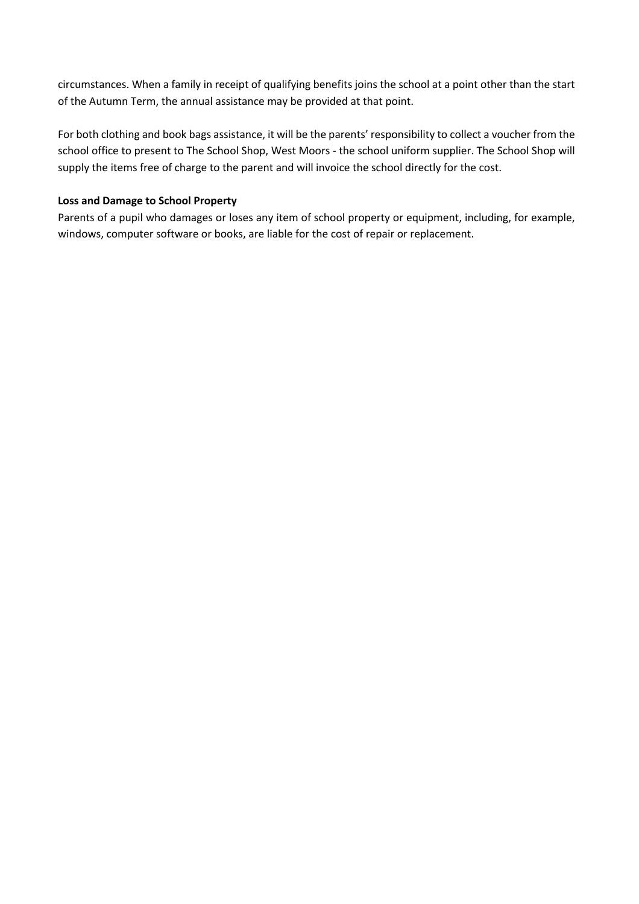circumstances. When a family in receipt of qualifying benefits joins the school at a point other than the start of the Autumn Term, the annual assistance may be provided at that point.

For both clothing and book bags assistance, it will be the parents' responsibility to collect a voucher from the school office to present to The School Shop, West Moors - the school uniform supplier. The School Shop will supply the items free of charge to the parent and will invoice the school directly for the cost.

**Loss and Damage to School Property**

Parents of a pupil who damages or loses any item of school property or equipment, including, for example, windows, computer software or books, are liable for the cost of repair or replacement.